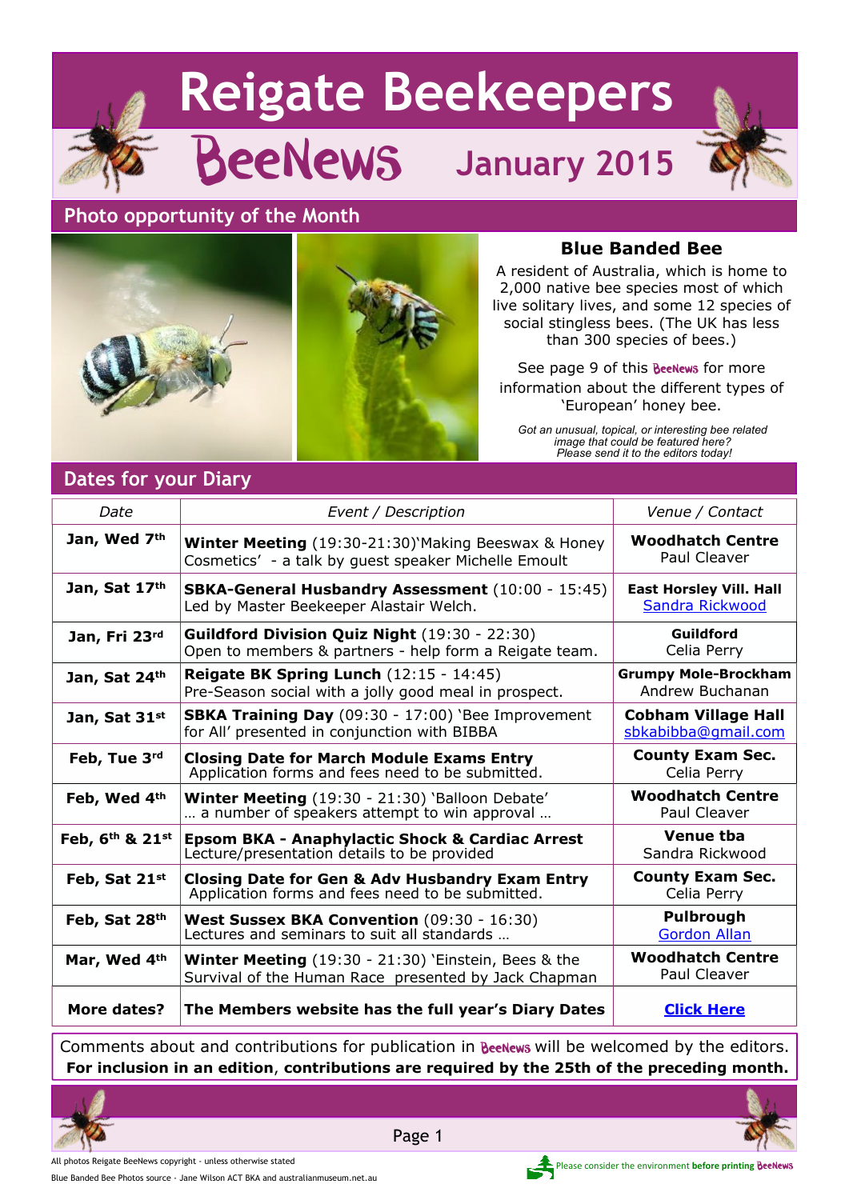# Reigate Beekeepers

## BeeNews January 2015

## Photo opportunity of the Month

### Blue Banded Bee

A resident of Australia, which is home to 2,000 native bee species most of which live solitary lives, and some 12 species of social stingless bees. (The UK has less than 300 species of bees.)

See page 9 of this BeeNews for more information about the different types of 'European' honey bee.

*Got an unusual, topical, or interesting bee related image that could be featured here? Please send it to the editors today!*

## Dates for your Diary

| Date | Event / Description | Venue / Contact |
|---|---|---|
| Jan, Wed 7th | **Winter Meeting** (19:30-21:30)'Making Beeswax & Honey Cosmetics' - a talk by guest speaker Michelle Emoult | **Woodhatch Centre** Paul Cleaver |
| Jan, Sat 17th | **SBKA-General Husbandry Assessment** (10:00 - 15:45) Led by Master Beekeeper Alastair Welch. | **East Horsley Vill. Hall** Sandra Rickwood |
| Jan, Fri 23rd | **Guildford Division Quiz Night** (19:30 - 22:30) Open to members & partners - help form a Reigate team. | **Guildford** Celia Perry |
| Jan, Sat 24th | **Reigate BK Spring Lunch** (12:15 - 14:45) Pre-Season social with a jolly good meal in prospect. | **Grumpy Mole-Brockham** Andrew Buchanan |
| Jan, Sat 31st | **SBKA Training Day** (09:30 - 17:00) 'Bee Improvement for All' presented in conjunction with BIBBA | **Cobham Village Hall** sbkabibba@gmail.com |
| Feb, Tue 3rd | **Closing Date for March Module Exams Entry** Application forms and fees need to be submitted. | **County Exam Sec.** Celia Perry |
| Feb, Wed 4th | **Winter Meeting** (19:30 - 21:30) 'Balloon Debate' … a number of speakers attempt to win approval … | **Woodhatch Centre** Paul Cleaver |
| Feb, 6th & 21st | **Epsom BKA - Anaphylactic Shock & Cardiac Arrest** Lecture/presentation details to be provided | **Venue tba** Sandra Rickwood |
| Feb, Sat 21st | **Closing Date for Gen & Adv Husbandry Exam Entry** Application forms and fees need to be submitted. | **County Exam Sec.** Celia Perry |
| Feb, Sat 28th | **West Sussex BKA Convention** (09:30 - 16:30) Lectures and seminars to suit all standards … | **Pulbrough** Gordon Allan |
| Mar, Wed 4th | **Winter Meeting** (19:30 - 21:30) 'Einstein, Bees & the Survival of the Human Race presented by Jack Chapman | **Woodhatch Centre** Paul Cleaver |
| **More dates?** | **The Members website has the full year's Diary Dates** | **Click Here** |

Comments about and contributions for publication in BeeNews will be welcomed by the editors.
**For inclusion in an edition, contributions are required by the 25th of the preceding month.**

All photos Reigate BeeNews copyright - unless otherwise stated

Blue Banded Bee Photos source - Jane Wilson ACT BKA and australianmuseum.net.au

Please consider the environment **before printing** BeeNews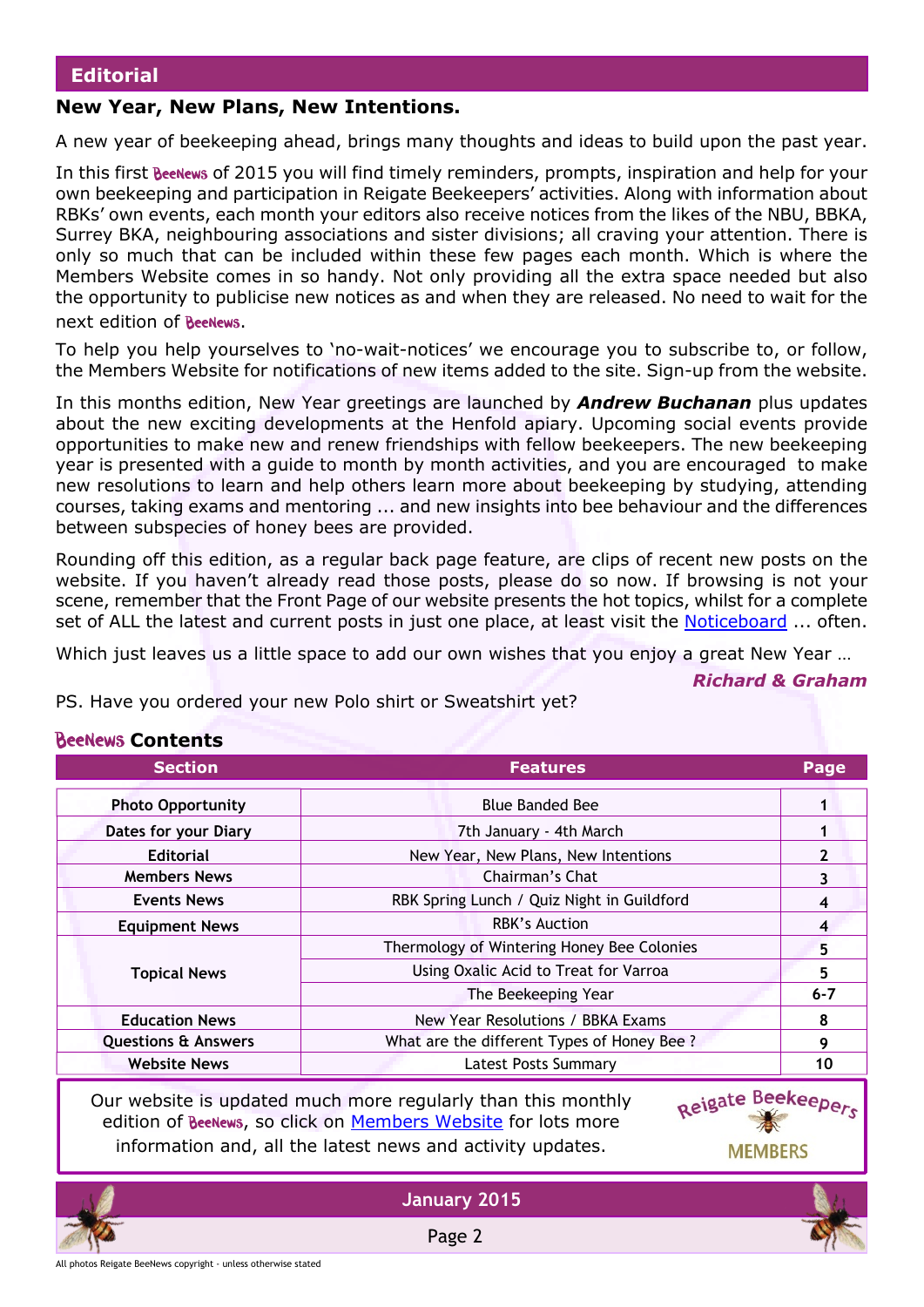## Editorial

### New Year, New Plans, New Intentions.

A new year of beekeeping ahead, brings many thoughts and ideas to build upon the past year.

In this first BeeNews of 2015 you will find timely reminders, prompts, inspiration and help for your own beekeeping and participation in Reigate Beekeepers' activities. Along with information about RBKs' own events, each month your editors also receive notices from the likes of the NBU, BBKA, Surrey BKA, neighbouring associations and sister divisions; all craving your attention. There is only so much that can be included within these few pages each month. Which is where the Members Website comes in so handy. Not only providing all the extra space needed but also the opportunity to publicise new notices as and when they are released. No need to wait for the next edition of BeeNews.

To help you help yourselves to 'no-wait-notices' we encourage you to subscribe to, or follow, the Members Website for notifications of new items added to the site. Sign-up from the website.

In this months edition, New Year greetings are launched by ***Andrew Buchanan*** plus updates about the new exciting developments at the Henfold apiary. Upcoming social events provide opportunities to make new and renew friendships with fellow beekeepers. The new beekeeping year is presented with a guide to month by month activities, and you are encouraged to make new resolutions to learn and help others learn more about beekeeping by studying, attending courses, taking exams and mentoring ... and new insights into bee behaviour and the differences between subspecies of honey bees are provided.

Rounding off this edition, as a regular back page feature, are clips of recent new posts on the website. If you haven't already read those posts, please do so now. If browsing is not your scene, remember that the Front Page of our website presents the hot topics, whilst for a complete set of ALL the latest and current posts in just one place, at least visit the Noticeboard ... often.

Which just leaves us a little space to add our own wishes that you enjoy a great New Year …

***Richard & Graham***

PS. Have you ordered your new Polo shirt or Sweatshirt yet?

### BeeNews Contents

| Section | Features | Page |
|---|---|---|
| **Photo Opportunity** | Blue Banded Bee | 1 |
| **Dates for your Diary** | 7th January - 4th March | 1 |
| **Editorial** | New Year, New Plans, New Intentions | 2 |
| **Members News** | Chairman's Chat | 3 |
| **Events News** | RBK Spring Lunch / Quiz Night in Guildford | 4 |
| **Equipment News** | RBK's Auction | 4 |
| **Topical News** | Thermology of Wintering Honey Bee Colonies | 5 |
| | Using Oxalic Acid to Treat for Varroa | 5 |
| | The Beekeeping Year | 6-7 |
| **Education News** | New Year Resolutions / BBKA Exams | 8 |
| **Questions & Answers** | What are the different Types of Honey Bee ? | 9 |
| **Website News** | Latest Posts Summary | 10 |

Our website is updated much more regularly than this monthly edition of BeeNews, so click on Members Website for lots more information and, all the latest news and activity updates.

Reigate Beekeepers MEMBERS

All photos Reigate BeeNews copyright - unless otherwise stated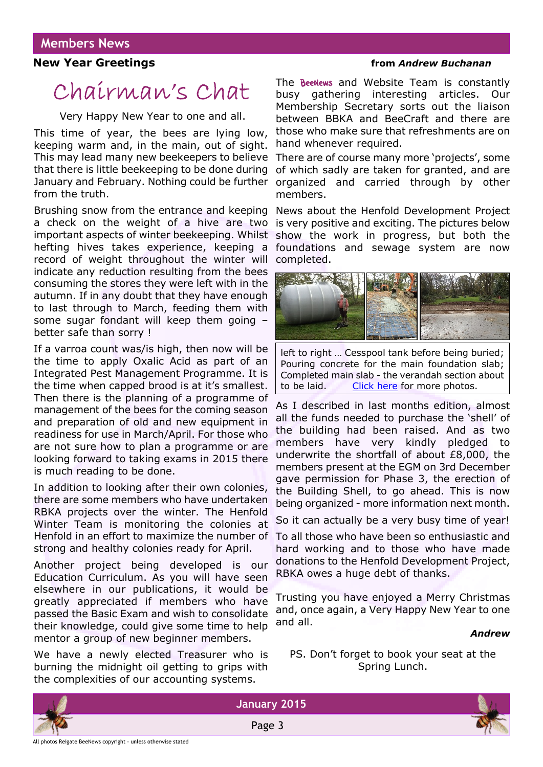## Members News

**New Year Greetings** **from *Andrew Buchanan***

# Chairman's Chat

Very Happy New Year to one and all.

This time of year, the bees are lying low, keeping warm and, in the main, out of sight. This may lead many new beekeepers to believe that there is little beekeeping to be done during January and February. Nothing could be further from the truth.

Brushing snow from the entrance and keeping a check on the weight of a hive are two important aspects of winter beekeeping. Whilst hefting hives takes experience, keeping a record of weight throughout the winter will indicate any reduction resulting from the bees consuming the stores they were left with in the autumn. If in any doubt that they have enough to last through to March, feeding them with some sugar fondant will keep them going – better safe than sorry !

If a varroa count was/is high, then now will be the time to apply Oxalic Acid as part of an Integrated Pest Management Programme. It is the time when capped brood is at it's smallest. Then there is the planning of a programme of management of the bees for the coming season and preparation of old and new equipment in readiness for use in March/April. For those who are not sure how to plan a programme or are looking forward to taking exams in 2015 there is much reading to be done.

In addition to looking after their own colonies, there are some members who have undertaken RBKA projects over the winter. The Henfold Winter Team is monitoring the colonies at Henfold in an effort to maximize the number of strong and healthy colonies ready for April.

Another project being developed is our Education Curriculum. As you will have seen elsewhere in our publications, it would be greatly appreciated if members who have passed the Basic Exam and wish to consolidate their knowledge, could give some time to help mentor a group of new beginner members.

We have a newly elected Treasurer who is burning the midnight oil getting to grips with the complexities of our accounting systems.

The BeeNews and Website Team is constantly busy gathering interesting articles. Our Membership Secretary sorts out the liaison between BBKA and BeeCraft and there are those who make sure that refreshments are on hand whenever required.

There are of course many more 'projects', some of which sadly are taken for granted, and are organized and carried through by other members.

News about the Henfold Development Project is very positive and exciting. The pictures below show the work in progress, but both the foundations and sewage system are now completed.

left to right … Cesspool tank before being buried; Pouring concrete for the main foundation slab; Completed main slab - the verandah section about to be laid. Click here for more photos.

As I described in last months edition, almost all the funds needed to purchase the 'shell' of the building had been raised. And as two members have very kindly pledged to underwrite the shortfall of about £8,000, the members present at the EGM on 3rd December gave permission for Phase 3, the erection of the Building Shell, to go ahead. This is now being organized - more information next month.

So it can actually be a very busy time of year!

To all those who have been so enthusiastic and hard working and to those who have made donations to the Henfold Development Project, RBKA owes a huge debt of thanks.

Trusting you have enjoyed a Merry Christmas and, once again, a Very Happy New Year to one and all.

***Andrew***

PS. Don't forget to book your seat at the Spring Lunch.

All photos Reigate BeeNews copyright - unless otherwise stated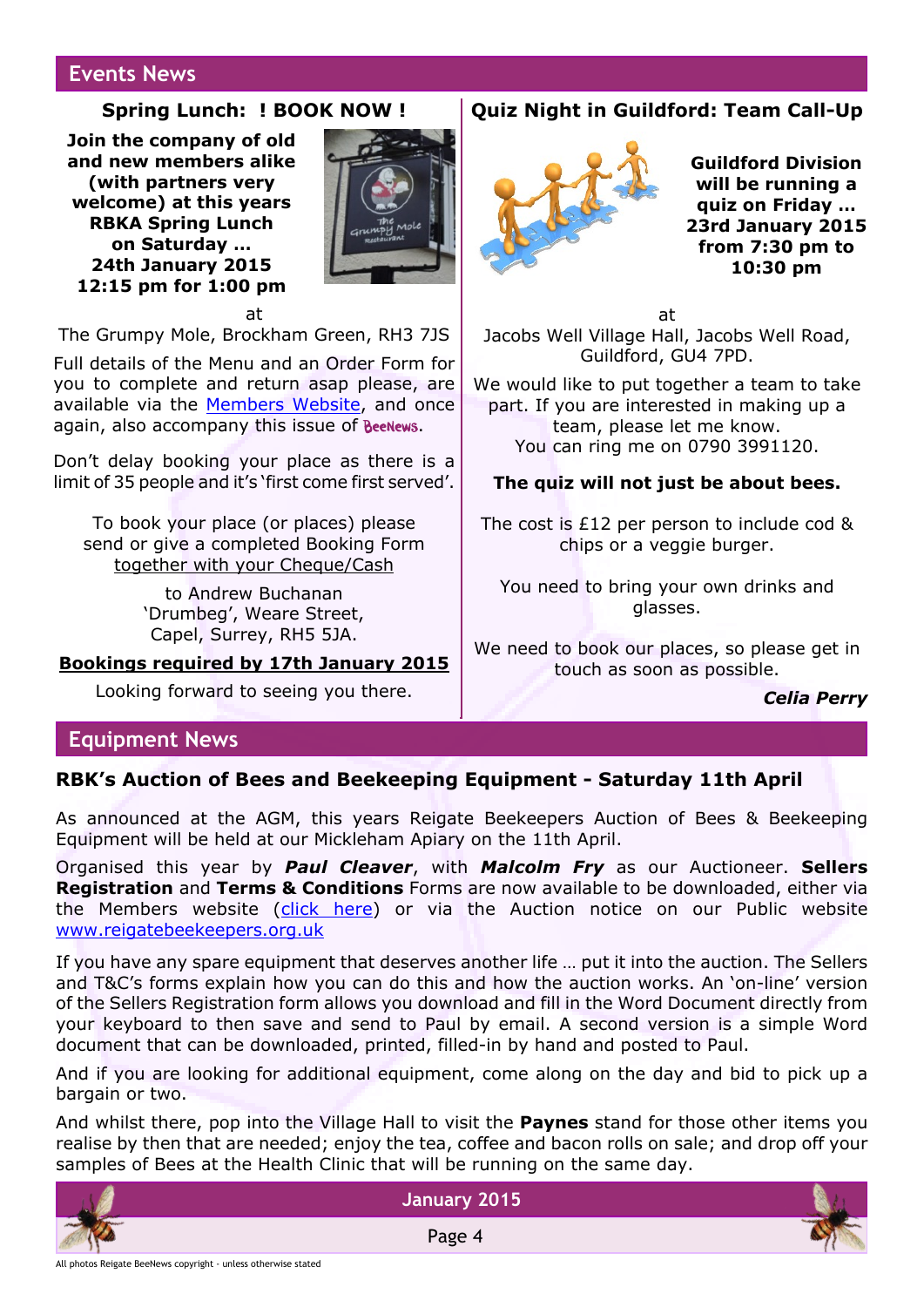## Events News

### Spring Lunch: ! BOOK NOW !

**Join the company of old and new members alike (with partners very welcome) at this years RBKA Spring Lunch on Saturday … 24th January 2015 12:15 pm for 1:00 pm**

at

The Grumpy Mole, Brockham Green, RH3 7JS

Full details of the Menu and an Order Form for you to complete and return asap please, are available via the Members Website, and once again, also accompany this issue of BeeNews.

Don't delay booking your place as there is a limit of 35 people and it's 'first come first served'.

To book your place (or places) please send or give a completed Booking Form together with your Cheque/Cash

to Andrew Buchanan
'Drumbeg', Weare Street,
Capel, Surrey, RH5 5JA.

**Bookings required by 17th January 2015**

Looking forward to seeing you there.

### Quiz Night in Guildford: Team Call-Up

**Guildford Division will be running a quiz on Friday … 23rd January 2015 from 7:30 pm to 10:30 pm**

at

Jacobs Well Village Hall, Jacobs Well Road, Guildford, GU4 7PD.

We would like to put together a team to take part. If you are interested in making up a team, please let me know.
You can ring me on 0790 3991120.

**The quiz will not just be about bees.**

The cost is £12 per person to include cod & chips or a veggie burger.

You need to bring your own drinks and glasses.

We need to book our places, so please get in touch as soon as possible.

***Celia Perry***

## Equipment News

### RBK's Auction of Bees and Beekeeping Equipment - Saturday 11th April

As announced at the AGM, this years Reigate Beekeepers Auction of Bees & Beekeeping Equipment will be held at our Mickleham Apiary on the 11th April.

Organised this year by ***Paul Cleaver***, with ***Malcolm Fry*** as our Auctioneer. **Sellers Registration** and **Terms & Conditions** Forms are now available to be downloaded, either via the Members website (click here) or via the Auction notice on our Public website www.reigatebeekeepers.org.uk

If you have any spare equipment that deserves another life … put it into the auction. The Sellers and T&C's forms explain how you can do this and how the auction works. An 'on-line' version of the Sellers Registration form allows you download and fill in the Word Document directly from your keyboard to then save and send to Paul by email. A second version is a simple Word document that can be downloaded, printed, filled-in by hand and posted to Paul.

And if you are looking for additional equipment, come along on the day and bid to pick up a bargain or two.

And whilst there, pop into the Village Hall to visit the **Paynes** stand for those other items you realise by then that are needed; enjoy the tea, coffee and bacon rolls on sale; and drop off your samples of Bees at the Health Clinic that will be running on the same day.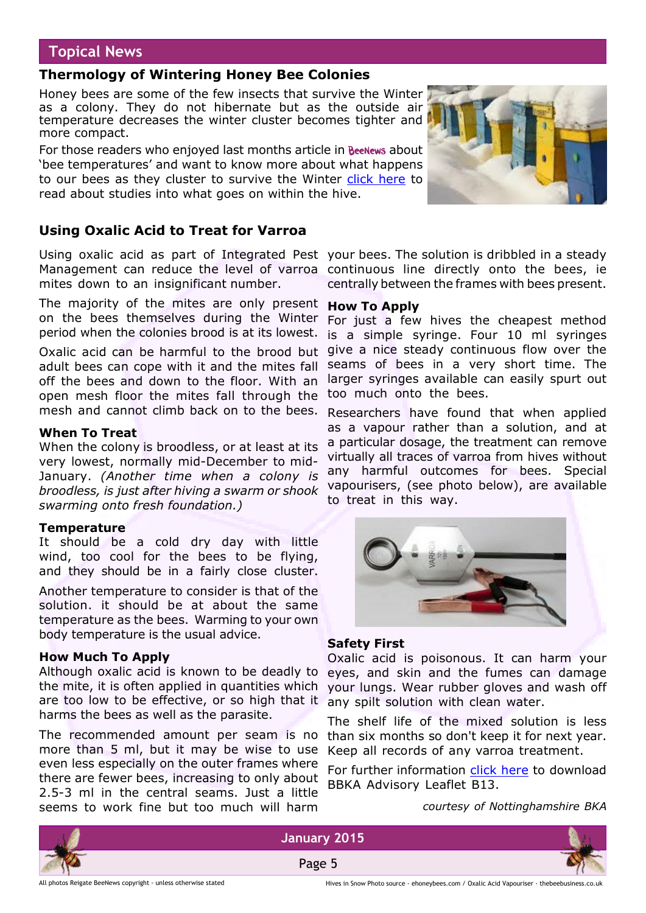## Topical News

### Thermology of Wintering Honey Bee Colonies

Honey bees are some of the few insects that survive the Winter as a colony. They do not hibernate but as the outside air temperature decreases the winter cluster becomes tighter and more compact.

For those readers who enjoyed last months article in BeeNews about 'bee temperatures' and want to know more about what happens to our bees as they cluster to survive the Winter click here to read about studies into what goes on within the hive.

### Using Oxalic Acid to Treat for Varroa

Using oxalic acid as part of Integrated Pest Management can reduce the level of varroa mites down to an insignificant number.

The majority of the mites are only present on the bees themselves during the Winter period when the colonies brood is at its lowest.

Oxalic acid can be harmful to the brood but adult bees can cope with it and the mites fall off the bees and down to the floor. With an open mesh floor the mites fall through the mesh and cannot climb back on to the bees.

**When To Treat**

When the colony is broodless, or at least at its very lowest, normally mid-December to mid-January. *(Another time when a colony is broodless, is just after hiving a swarm or shook swarming onto fresh foundation.)*

**Temperature**

It should be a cold dry day with little wind, too cool for the bees to be flying, and they should be in a fairly close cluster.

Another temperature to consider is that of the solution. it should be at about the same temperature as the bees. Warming to your own body temperature is the usual advice.

**How Much To Apply**

Although oxalic acid is known to be deadly to the mite, it is often applied in quantities which are too low to be effective, or so high that it harms the bees as well as the parasite.

The recommended amount per seam is no more than 5 ml, but it may be wise to use even less especially on the outer frames where there are fewer bees, increasing to only about 2.5-3 ml in the central seams. Just a little seems to work fine but too much will harm your bees. The solution is dribbled in a steady continuous line directly onto the bees, ie centrally between the frames with bees present.

**How To Apply**

For just a few hives the cheapest method is a simple syringe. Four 10 ml syringes give a nice steady continuous flow over the seams of bees in a very short time. The larger syringes available can easily spurt out too much onto the bees.

Researchers have found that when applied as a vapour rather than a solution, and at a particular dosage, the treatment can remove virtually all traces of varroa from hives without any harmful outcomes for bees. Special vapourisers, (see photo below), are available to treat in this way.

**Safety First**

Oxalic acid is poisonous. It can harm your eyes, and skin and the fumes can damage your lungs. Wear rubber gloves and wash off any spilt solution with clean water.

The shelf life of the mixed solution is less than six months so don't keep it for next year. Keep all records of any varroa treatment.

For further information click here to download BBKA Advisory Leaflet B13.

*courtesy of Nottinghamshire BKA*

All photos Reigate BeeNews copyright - unless otherwise stated

Hives in Snow Photo source - ehoneybees.com / Oxalic Acid Vapouriser - thebeebusiness.co.uk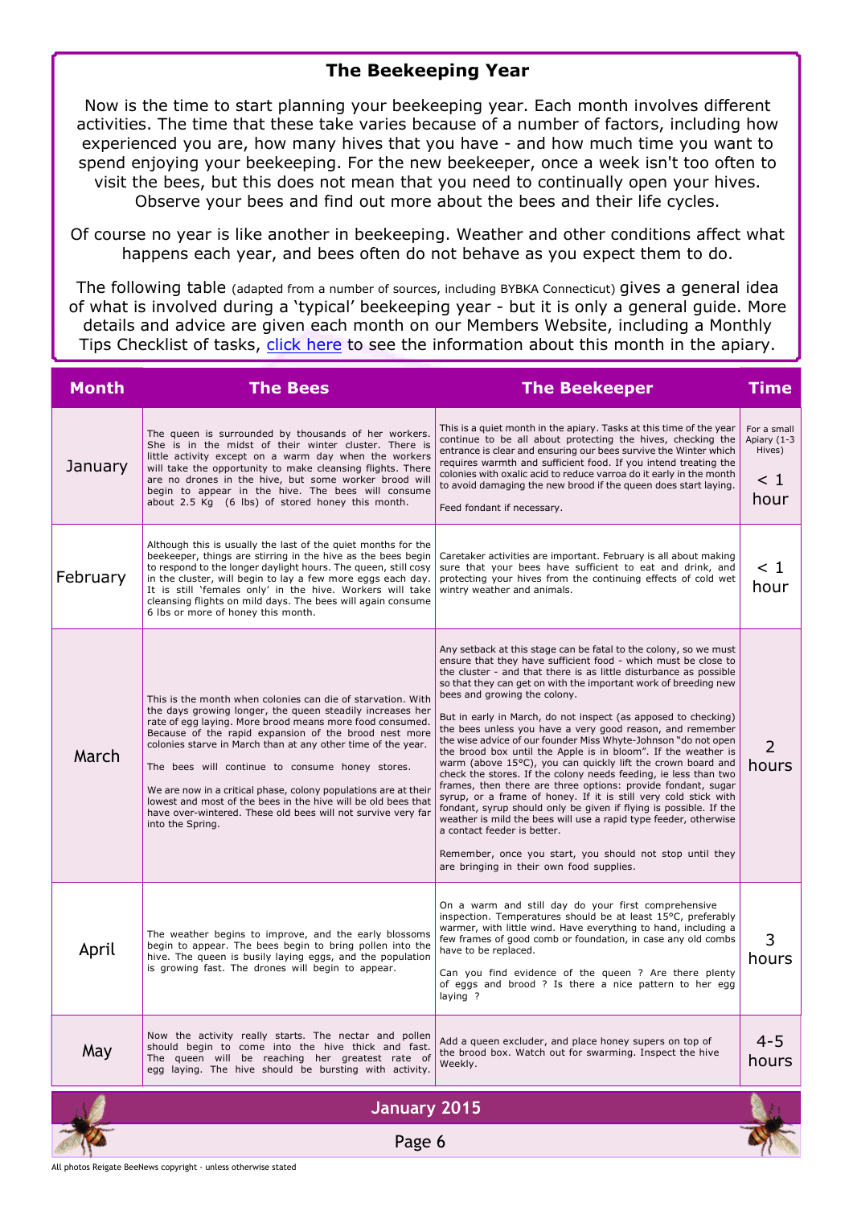## The Beekeeping Year

Now is the time to start planning your beekeeping year. Each month involves different activities. The time that these take varies because of a number of factors, including how experienced you are, how many hives that you have - and how much time you want to spend enjoying your beekeeping. For the new beekeeper, once a week isn't too often to visit the bees, but this does not mean that you need to continually open your hives. Observe your bees and find out more about the bees and their life cycles.

Of course no year is like another in beekeeping. Weather and other conditions affect what happens each year, and bees often do not behave as you expect them to do.

The following table (adapted from a number of sources, including BYBKA Connecticut) gives a general idea of what is involved during a 'typical' beekeeping year - but it is only a general guide. More details and advice are given each month on our Members Website, including a Monthly Tips Checklist of tasks, click here to see the information about this month in the apiary.

| Month | The Bees | The Beekeeper | Time |
|---|---|---|---|
| January | The queen is surrounded by thousands of her workers. She is in the midst of their winter cluster. There is little activity except on a warm day when the workers will take the opportunity to make cleansing flights. There are no drones in the hive, but some worker brood will begin to appear in the hive. The bees will consume about 2.5 Kg (6 lbs) of stored honey this month. | This is a quiet month in the apiary. Tasks at this time of the year continue to be all about protecting the hives, checking the entrance is clear and ensuring our bees survive the Winter which requires warmth and sufficient food. If you intend treating the colonies with oxalic acid to reduce varroa do it early in the month to avoid damaging the new brood if the queen does start laying.<br><br>Feed fondant if necessary. | For a small Apiary (1-3 Hives)<br><br>< 1 hour |
| February | Although this is usually the last of the quiet months for the beekeeper, things are stirring in the hive as the bees begin to respond to the longer daylight hours. The queen, still cosy in the cluster, will begin to lay a few more eggs each day. It is still 'females only' in the hive. Workers will take cleansing flights on mild days. The bees will again consume 6 lbs or more of honey this month. | Caretaker activities are important. February is all about making sure that your bees have sufficient to eat and drink, and protecting your hives from the continuing effects of cold wet wintry weather and animals. | < 1 hour |
| March | This is the month when colonies can die of starvation. With the days growing longer, the queen steadily increases her rate of egg laying. More brood means more food consumed. Because of the rapid expansion of the brood nest more colonies starve in March than at any other time of the year.<br><br>The bees will continue to consume honey stores.<br><br>We are now in a critical phase, colony populations are at their lowest and most of the bees in the hive will be old bees that have over-wintered. These old bees will not survive very far into the Spring. | Any setback at this stage can be fatal to the colony, so we must ensure that they have sufficient food - which must be close to the cluster - and that there is as little disturbance as possible so that they can get on with the important work of breeding new bees and growing the colony.<br><br>But in early in March, do not inspect (as apposed to checking) the bees unless you have a very good reason, and remember the wise advice of our founder Miss Whyte-Johnson "do not open the brood box until the Apple is in bloom". If the weather is warm (above 15°C), you can quickly lift the crown board and check the stores. If the colony needs feeding, ie less than two frames, then there are three options: provide fondant, sugar syrup, or a frame of honey. If it is still very cold stick with fondant, syrup should only be given if flying is possible. If the weather is mild the bees will use a rapid type feeder, otherwise a contact feeder is better.<br><br>Remember, once you start, you should not stop until they are bringing in their own food supplies. | 2 hours |
| April | The weather begins to improve, and the early blossoms begin to appear. The bees begin to bring pollen into the hive. The queen is busily laying eggs, and the population is growing fast. The drones will begin to appear. | On a warm and still day do your first comprehensive inspection. Temperatures should be at least 15°C, preferably warmer, with little wind. Have everything to hand, including a few frames of good comb or foundation, in case any old combs have to be replaced.<br><br>Can you find evidence of the queen ? Are there plenty of eggs and brood ? Is there a nice pattern to her egg laying ? | 3 hours |
| May | Now the activity really starts. The nectar and pollen should begin to come into the hive thick and fast. The queen will be reaching her greatest rate of egg laying. The hive should be bursting with activity. | Add a queen excluder, and place honey supers on top of the brood box. Watch out for swarming. Inspect the hive Weekly. | 4-5 hours |

All photos Reigate BeeNews copyright - unless otherwise stated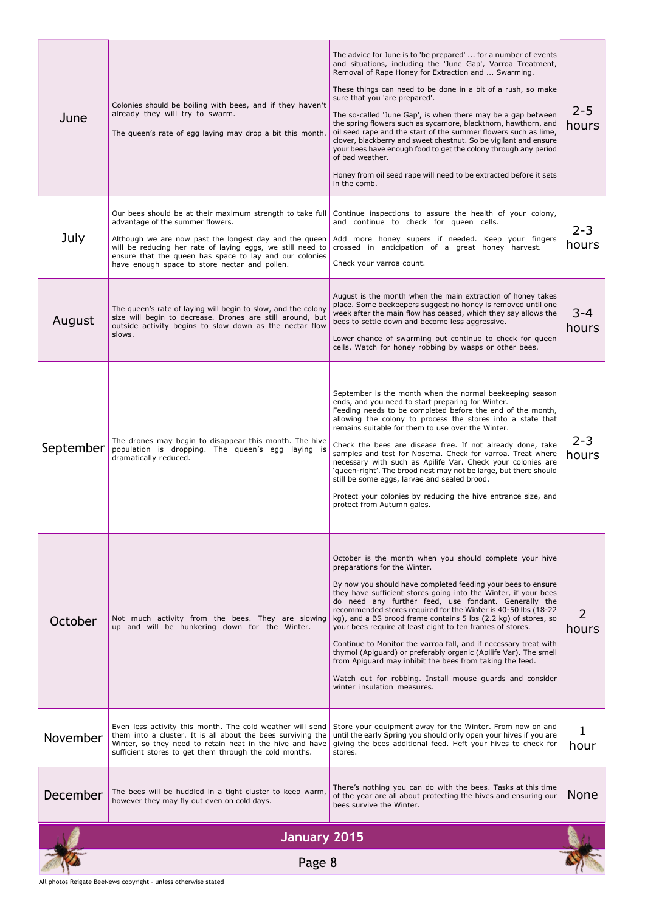| | | | |
|---|---|---|---|
| June | Colonies should be boiling with bees, and if they haven't already they will try to swarm.<br><br>The queen's rate of egg laying may drop a bit this month. | The advice for June is to 'be prepared' ... for a number of events and situations, including the 'June Gap', Varroa Treatment, Removal of Rape Honey for Extraction and ... Swarming.<br><br>These things can need to be done in a bit of a rush, so make sure that you 'are prepared'.<br><br>The so-called 'June Gap', is when there may be a gap between the spring flowers such as sycamore, blackthorn, hawthorn, and oil seed rape and the start of the summer flowers such as lime, clover, blackberry and sweet chestnut. So be vigilant and ensure your bees have enough food to get the colony through any period of bad weather.<br><br>Honey from oil seed rape will need to be extracted before it sets in the comb. | 2-5 hours |
| July | Our bees should be at their maximum strength to take full advantage of the summer flowers.<br><br>Although we are now past the longest day and the queen will be reducing her rate of laying eggs, we still need to ensure that the queen has space to lay and our colonies have enough space to store nectar and pollen. | Continue inspections to assure the health of your colony, and continue to check for queen cells.<br><br>Add more honey supers if needed. Keep your fingers crossed in anticipation of a great honey harvest.<br><br>Check your varroa count. | 2-3 hours |
| August | The queen's rate of laying will begin to slow, and the colony size will begin to decrease. Drones are still around, but outside activity begins to slow down as the nectar flow slows. | August is the month when the main extraction of honey takes place. Some beekeepers suggest no honey is removed until one week after the main flow has ceased, which they say allows the bees to settle down and become less aggressive.<br><br>Lower chance of swarming but continue to check for queen cells. Watch for honey robbing by wasps or other bees. | 3-4 hours |
| September | The drones may begin to disappear this month. The hive population is dropping. The queen's egg laying is dramatically reduced. | September is the month when the normal beekeeping season ends, and you need to start preparing for Winter.<br>Feeding needs to be completed before the end of the month, allowing the colony to process the stores into a state that remains suitable for them to use over the Winter.<br><br>Check the bees are disease free. If not already done, take samples and test for Nosema. Check for varroa. Treat where necessary with such as Apilife Var. Check your colonies are 'queen-right'. The brood nest may not be large, but there should still be some eggs, larvae and sealed brood.<br><br>Protect your colonies by reducing the hive entrance size, and protect from Autumn gales. | 2-3 hours |
| October | Not much activity from the bees. They are slowing up and will be hunkering down for the Winter. | October is the month when you should complete your hive preparations for the Winter.<br><br>By now you should have completed feeding your bees to ensure they have sufficient stores going into the Winter, if your bees do need any further feed, use fondant. Generally the recommended stores required for the Winter is 40-50 lbs (18-22 kg), and a BS brood frame contains 5 lbs (2.2 kg) of stores, so your bees require at least eight to ten frames of stores.<br><br>Continue to Monitor the varroa fall, and if necessary treat with thymol (Apiguard) or preferably organic (Apilife Var). The smell from Apiguard may inhibit the bees from taking the feed.<br><br>Watch out for robbing. Install mouse guards and consider winter insulation measures. | 2 hours |
| November | Even less activity this month. The cold weather will send them into a cluster. It is all about the bees surviving the Winter, so they need to retain heat in the hive and have sufficient stores to get them through the cold months. | Store your equipment away for the Winter. From now on and until the early Spring you should only open your hives if you are giving the bees additional feed. Heft your hives to check for stores. | 1 hour |
| December | The bees will be huddled in a tight cluster to keep warm, however they may fly out even on cold days. | There's nothing you can do with the bees. Tasks at this time of the year are all about protecting the hives and ensuring our bees survive the Winter. | None |

All photos Reigate BeeNews copyright - unless otherwise stated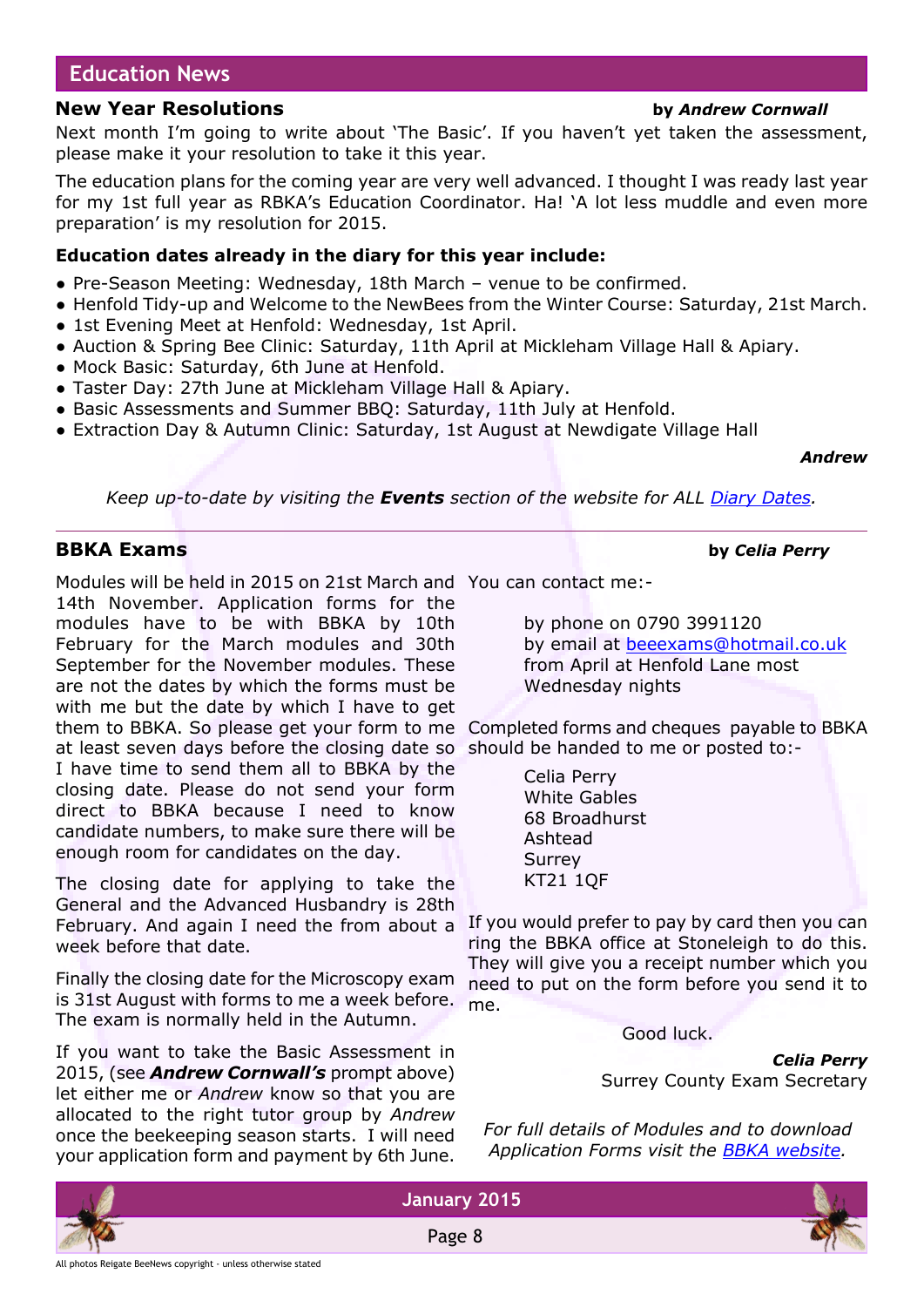## Education News

### New Year Resolutions

by ***Andrew Cornwall***

Next month I'm going to write about 'The Basic'. If you haven't yet taken the assessment, please make it your resolution to take it this year.

The education plans for the coming year are very well advanced. I thought I was ready last year for my 1st full year as RBKA's Education Coordinator. Ha! 'A lot less muddle and even more preparation' is my resolution for 2015.

**Education dates already in the diary for this year include:**

- Pre-Season Meeting: Wednesday, 18th March – venue to be confirmed.
- Henfold Tidy-up and Welcome to the NewBees from the Winter Course: Saturday, 21st March.
- 1st Evening Meet at Henfold: Wednesday, 1st April.
- Auction & Spring Bee Clinic: Saturday, 11th April at Mickleham Village Hall & Apiary.
- Mock Basic: Saturday, 6th June at Henfold.
- Taster Day: 27th June at Mickleham Village Hall & Apiary.
- Basic Assessments and Summer BBQ: Saturday, 11th July at Henfold.
- Extraction Day & Autumn Clinic: Saturday, 1st August at Newdigate Village Hall

***Andrew***

*Keep up-to-date by visiting the **Events** section of the website for ALL Diary Dates.*

---

### BBKA Exams

by ***Celia Perry***

Modules will be held in 2015 on 21st March and 14th November. Application forms for the modules have to be with BBKA by 10th February for the March modules and 30th September for the November modules. These are not the dates by which the forms must be with me but the date by which I have to get them to BBKA. So please get your form to me at least seven days before the closing date so I have time to send them all to BBKA by the closing date. Please do not send your form direct to BBKA because I need to know candidate numbers, to make sure there will be enough room for candidates on the day.

The closing date for applying to take the General and the Advanced Husbandry is 28th February. And again I need the from about a week before that date.

Finally the closing date for the Microscopy exam is 31st August with forms to me a week before. The exam is normally held in the Autumn.

If you want to take the Basic Assessment in 2015, (see ***Andrew Cornwall's*** prompt above) let either me or *Andrew* know so that you are allocated to the right tutor group by *Andrew* once the beekeeping season starts. I will need your application form and payment by 6th June.

You can contact me:-

by phone on 0790 3991120  
by email at beeexams@hotmail.co.uk  
from April at Henfold Lane most Wednesday nights

Completed forms and cheques payable to BBKA should be handed to me or posted to:-

Celia Perry  
White Gables  
68 Broadhurst  
Ashtead  
Surrey  
KT21 1QF

If you would prefer to pay by card then you can ring the BBKA office at Stoneleigh to do this. They will give you a receipt number which you need to put on the form before you send it to me.

Good luck.

***Celia Perry***  
Surrey County Exam Secretary

*For full details of Modules and to download Application Forms visit the BBKA website.*

All photos Reigate BeeNews copyright - unless otherwise stated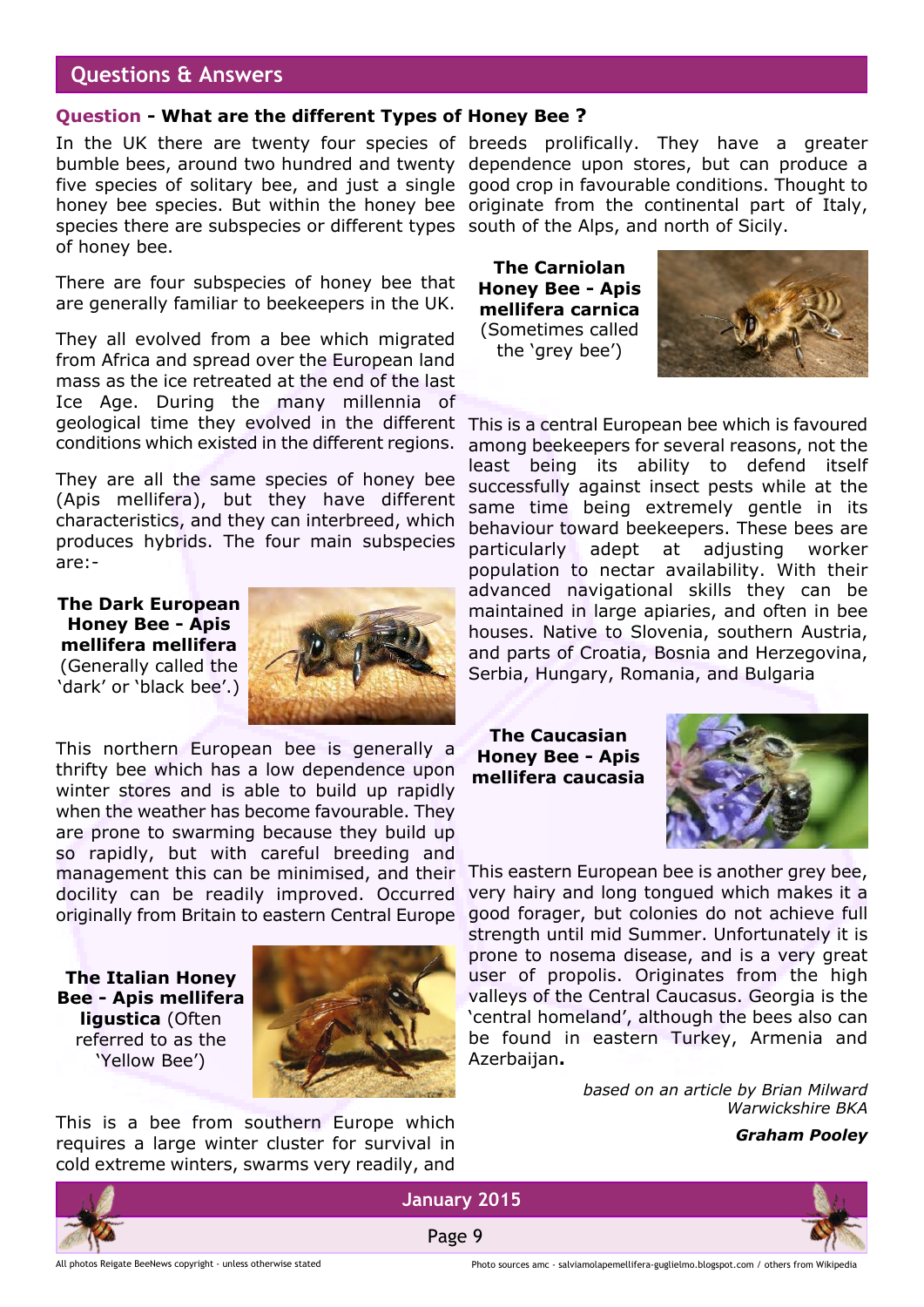## Questions & Answers

**Question - What are the different Types of Honey Bee ?**

In the UK there are twenty four species of bumble bees, around two hundred and twenty five species of solitary bee, and just a single honey bee species. But within the honey bee species there are subspecies or different types of honey bee.

There are four subspecies of honey bee that are generally familiar to beekeepers in the UK.

They all evolved from a bee which migrated from Africa and spread over the European land mass as the ice retreated at the end of the last Ice Age. During the many millennia of geological time they evolved in the different conditions which existed in the different regions.

They are all the same species of honey bee (Apis mellifera), but they have different characteristics, and they can interbreed, which produces hybrids. The four main subspecies are:-

**The Dark European Honey Bee - Apis mellifera mellifera** (Generally called the 'dark' or 'black bee'.)

This northern European bee is generally a thrifty bee which has a low dependence upon winter stores and is able to build up rapidly when the weather has become favourable. They are prone to swarming because they build up so rapidly, but with careful breeding and management this can be minimised, and their docility can be readily improved. Occurred originally from Britain to eastern Central Europe

**The Italian Honey Bee - Apis mellifera ligustica** (Often referred to as the 'Yellow Bee')

This is a bee from southern Europe which requires a large winter cluster for survival in cold extreme winters, swarms very readily, and breeds prolifically. They have a greater dependence upon stores, but can produce a good crop in favourable conditions. Thought to originate from the continental part of Italy, south of the Alps, and north of Sicily.

**The Carniolan Honey Bee - Apis mellifera carnica** (Sometimes called the 'grey bee')

This is a central European bee which is favoured among beekeepers for several reasons, not the least being its ability to defend itself successfully against insect pests while at the same time being extremely gentle in its behaviour toward beekeepers. These bees are particularly adept at adjusting worker population to nectar availability. With their advanced navigational skills they can be maintained in large apiaries, and often in bee houses. Native to Slovenia, southern Austria, and parts of Croatia, Bosnia and Herzegovina, Serbia, Hungary, Romania, and Bulgaria

**The Caucasian Honey Bee - Apis mellifera caucasia**

This eastern European bee is another grey bee, very hairy and long tongued which makes it a good forager, but colonies do not achieve full strength until mid Summer. Unfortunately it is prone to nosema disease, and is a very great user of propolis. Originates from the high valleys of the Central Caucasus. Georgia is the 'central homeland', although the bees also can be found in eastern Turkey, Armenia and Azerbaijan.

*based on an article by Brian Milward*
*Warwickshire BKA*

***Graham Pooley***

All photos Reigate BeeNews copyright - unless otherwise stated

Photo sources amc - salviamolapemellifera-guglielmo.blogspot.com / others from Wikipedia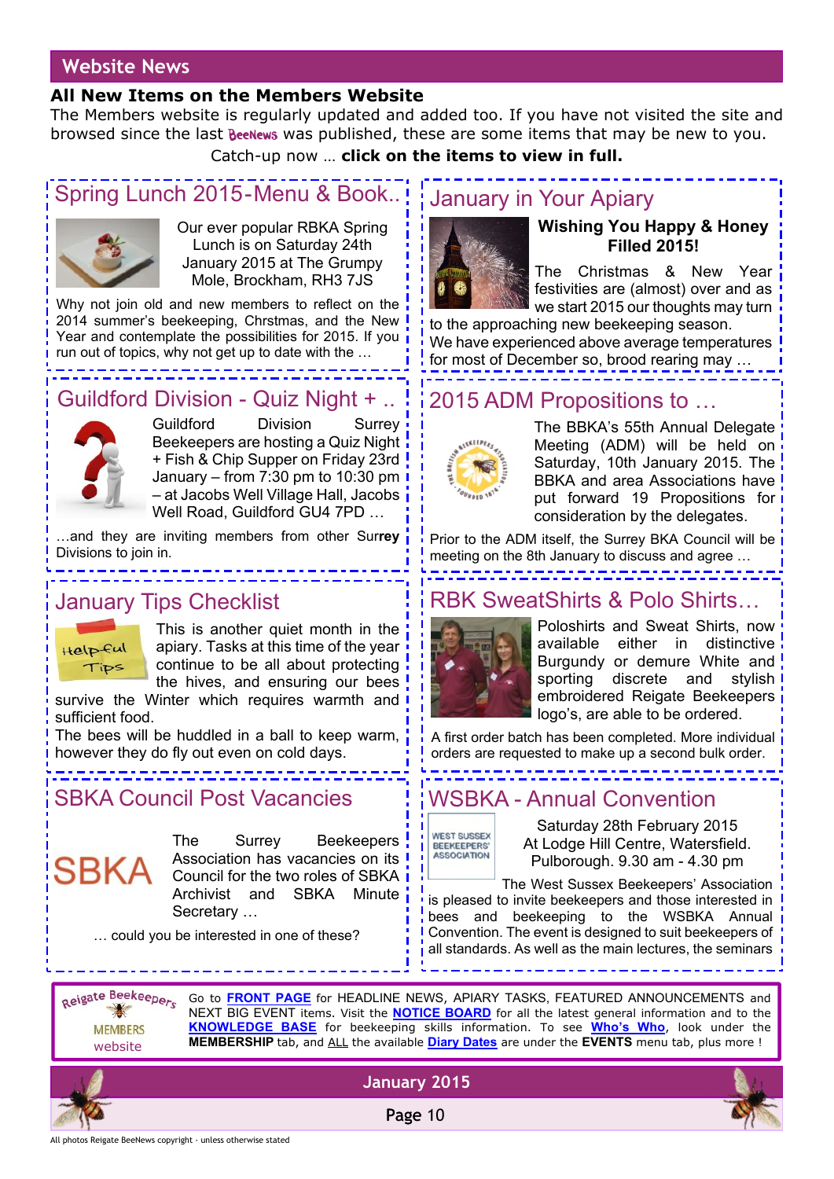## Website News

### All New Items on the Members Website

The Members website is regularly updated and added too. If you have not visited the site and browsed since the last BeeNews was published, these are some items that may be new to you.

Catch-up now … **click on the items to view in full.**

### Spring Lunch 2015-Menu & Book..

Our ever popular RBKA Spring Lunch is on Saturday 24th January 2015 at The Grumpy Mole, Brockham, RH3 7JS

Why not join old and new members to reflect on the 2014 summer's beekeeping, Chrstmas, and the New Year and contemplate the possibilities for 2015. If you run out of topics, why not get up to date with the …

### January in Your Apiary

**Wishing You Happy & Honey Filled 2015!**

The Christmas & New Year festivities are (almost) over and as we start 2015 our thoughts may turn to the approaching new beekeeping season.

We have experienced above average temperatures for most of December so, brood rearing may …

### Guildford Division - Quiz Night + ..

Guildford Division Surrey Beekeepers are hosting a Quiz Night + Fish & Chip Supper on Friday 23rd January – from 7:30 pm to 10:30 pm – at Jacobs Well Village Hall, Jacobs Well Road, Guildford GU4 7PD …

…and they are inviting members from other Surrey Divisions to join in.

### 2015 ADM Propositions to …

The BBKA's 55th Annual Delegate Meeting (ADM) will be held on Saturday, 10th January 2015. The BBKA and area Associations have put forward 19 Propositions for consideration by the delegates.

Prior to the ADM itself, the Surrey BKA Council will be meeting on the 8th January to discuss and agree …

### January Tips Checklist

Helpful Tips

This is another quiet month in the apiary. Tasks at this time of the year continue to be all about protecting the hives, and ensuring our bees survive the Winter which requires warmth and sufficient food.

The bees will be huddled in a ball to keep warm, however they do fly out even on cold days.

### RBK SweatShirts & Polo Shirts…

Poloshirts and Sweat Shirts, now available either in distinctive Burgundy or demure White and sporting discrete and stylish embroidered Reigate Beekeepers logo's, are able to be ordered.

A first order batch has been completed. More individual orders are requested to make up a second bulk order.

### SBKA Council Post Vacancies

SBKA

The Surrey Beekeepers Association has vacancies on its Council for the two roles of SBKA Archivist and SBKA Minute Secretary …

… could you be interested in one of these?

### WSBKA - Annual Convention

WEST SUSSEX BEEKEEPERS' ASSOCIATION

Saturday 28th February 2015
At Lodge Hill Centre, Watersfield.
Pulborough. 9.30 am - 4.30 pm

The West Sussex Beekeepers' Association is pleased to invite beekeepers and those interested in bees and beekeeping to the WSBKA Annual Convention. The event is designed to suit beekeepers of all standards. As well as the main lectures, the seminars

---

Reigate Beekeepers MEMBERS website

Go to **FRONT PAGE** for HEADLINE NEWS, APIARY TASKS, FEATURED ANNOUNCEMENTS and NEXT BIG EVENT items. Visit the **NOTICE BOARD** for all the latest general information and to the **KNOWLEDGE BASE** for beekeeping skills information. To see **Who's Who**, look under the **MEMBERSHIP** tab, and ALL the available **Diary Dates** are under the **EVENTS** menu tab, plus more !

All photos Reigate BeeNews copyright - unless otherwise stated